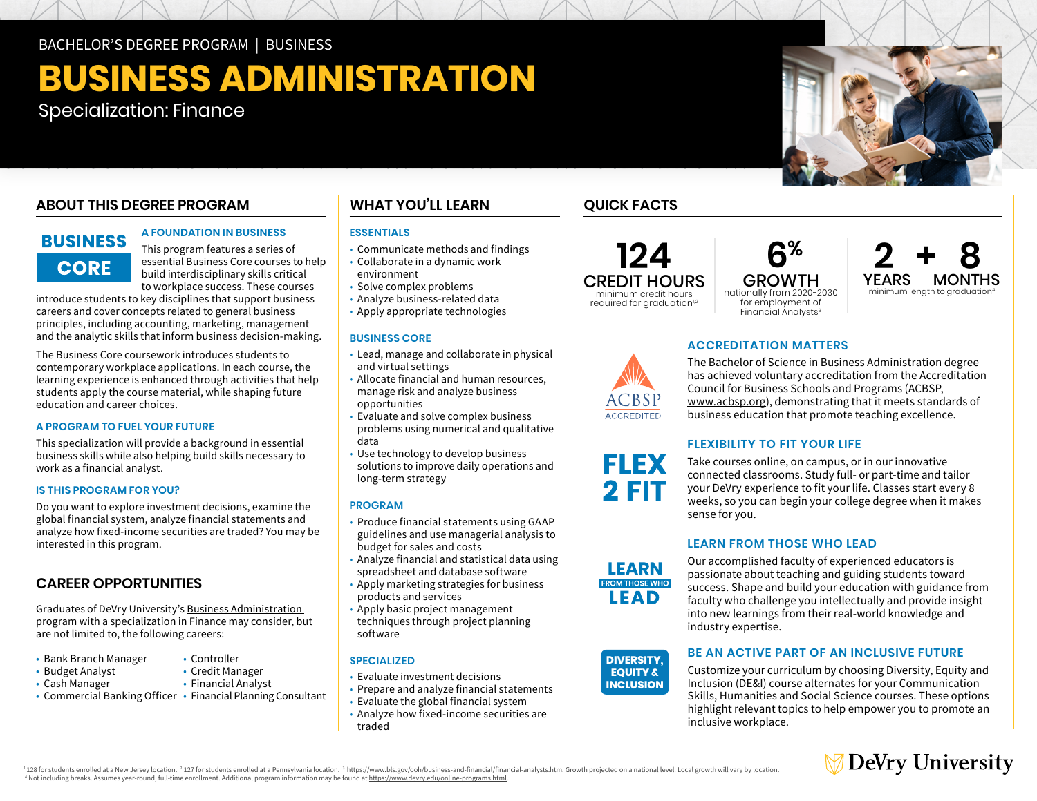BACHELOR'S DEGREE PROGRAM | BUSINESS

# BUSINESS ADMINISTRATION

Specialization: Finance

## ABOUT THIS DEGREE PROGRAM

**BUSINESS CORE**

### A FOUNDATION IN BUSINESS

This program features a series of essential Business Core courses to help build interdisciplinary skills critical to workplace success. These courses introduce students to key disciplines that support business careers and cover concepts related to general business principles, including accounting, marketing, management and the analytic skills that inform business decision-making.

The Business Core coursework introduces students to contemporary workplace applications. In each course, the learning experience is enhanced through activities that help students apply the course material, while shaping future education and career choices.

### A PROGRAM TO FUEL YOUR FUTURE

This specialization will provide a background in essential business skills while also helping build skills necessary to work as a financial analyst.

### IS THIS PROGRAM FOR YOU?

Do you want to explore investment decisions, examine the global financial system, analyze financial statements and analyze how fixed-income securities are traded? You may be interested in this program.

## CAREER OPPORTUNITIES

Graduates of DeVry University's Business Administration program with a specialization in Finance may consider, but are not limited to, the following careers:

- Bank Branch Manager
- Budget Analyst
- Cash Manager
- Commercial Banking Officer
- Controller
- Credit Manager
- Financial Analyst
- Financial Planning Consultant

## WHAT YOU'LL LEARN

### ESSENTIALS

- Communicate methods and findings
- Collaborate in a dynamic work environment
- Solve complex problems
- Analyze business-related data
- Apply appropriate technologies

### BUSINESS CORE

- Lead, manage and collaborate in physical and virtual settings
- Allocate financial and human resources, manage risk and analyze business opportunities
- Evaluate and solve complex business problems using numerical and qualitative data
- Use technology to develop business solutions to improve daily operations and long-term strategy

### PROGRAM

- Produce financial statements using GAAP guidelines and use managerial analysis to budget for sales and costs
- Analyze financial and statistical data using spreadsheet and database software
- Apply marketing strategies for business products and services
- Apply basic project management techniques through project planning software

### SPECIALIZED

- Evaluate investment decisions
- Prepare and analyze financial statements
- Evaluate the global financial system
- Analyze how fixed-income securities are traded

## QUICK FACTS

**124 CREDIT HOURS** — minimum credit hours required for graduation[1,2]

**6% GROWTH** — nationally from 2020-2030 for employment of Financial Analysts[3]

**2 YEARS + 8 MONTHS** — minimum length to graduation[4]

### ACCREDITATION MATTERS

ACBSP ACCREDITED

The Bachelor of Science in Business Administration degree has achieved voluntary accreditation from the Accreditation Council for Business Schools and Programs (ACBSP, www.acbsp.org), demonstrating that it meets standards of business education that promote teaching excellence.

### FLEXIBILITY TO FIT YOUR LIFE

FLEX 2 FIT

Take courses online, on campus, or in our innovative connected classrooms. Study full- or part-time and tailor your DeVry experience to fit your life. Classes start every 8 weeks, so you can begin your college degree when it makes sense for you.

### LEARN FROM THOSE WHO LEAD

LEARN FROM THOSE WHO LEAD

Our accomplished faculty of experienced educators is passionate about teaching and guiding students toward success. Shape and build your education with guidance from faculty who challenge you intellectually and provide insight into new learnings from their real-world knowledge and industry expertise.

### BE AN ACTIVE PART OF AN INCLUSIVE FUTURE

DIVERSITY, EQUITY & INCLUSION

Customize your curriculum by choosing Diversity, Equity and Inclusion (DE&I) course alternates for your Communication Skills, Humanities and Social Science courses. These options highlight relevant topics to help empower you to promote an inclusive workplace.

[1] 128 for students enrolled at a New Jersey location. [2] 127 for students enrolled at a Pennsylvania location. [3] https://www.bls.gov/ooh/business-and-financial/financial-analysts.htm. Growth projected on a national level. Local growth will vary by location. [4] Not including breaks. Assumes year-round, full-time enrollment. Additional program information may be found at https://www.devry.edu/online-programs.html.

DeVry University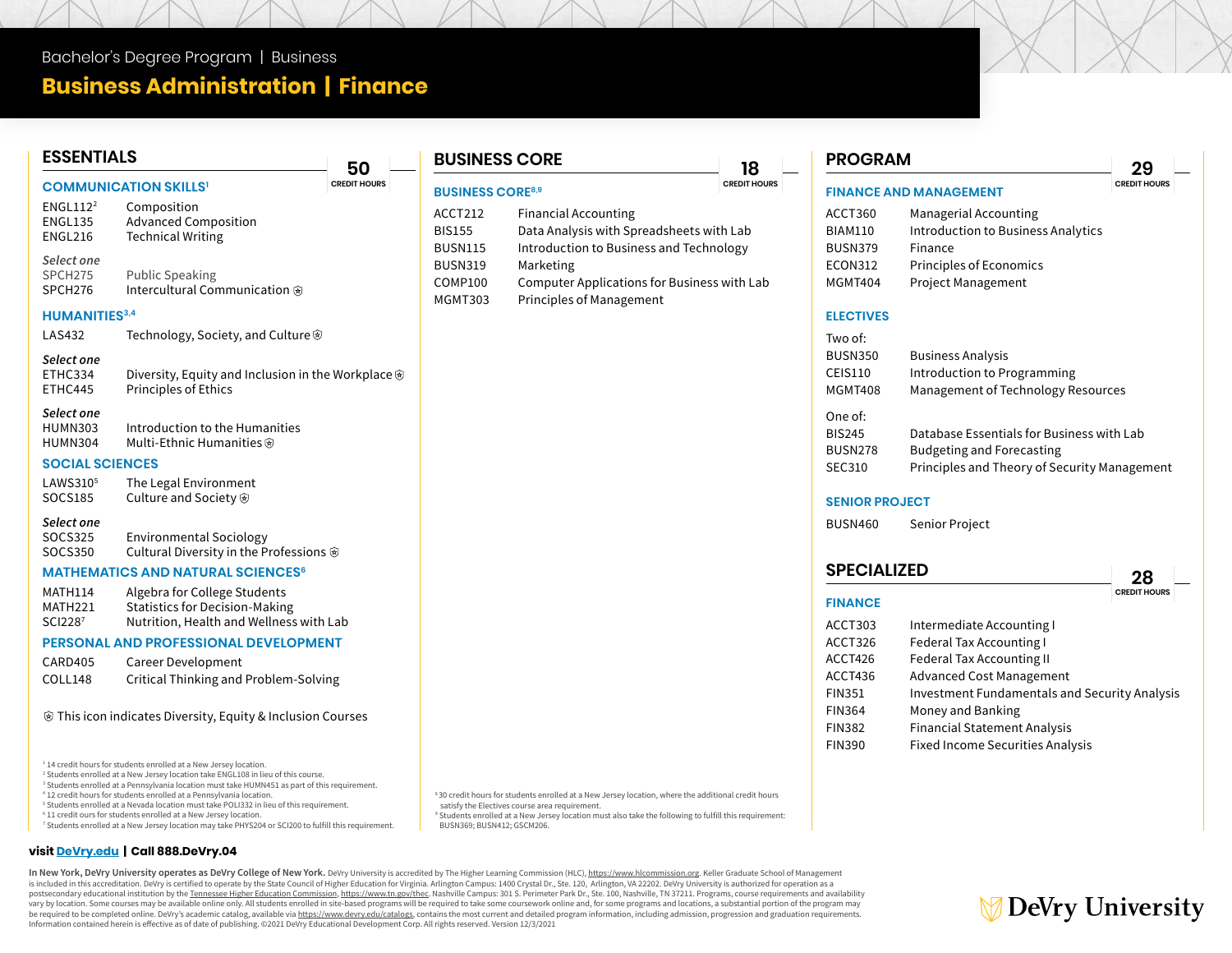Bachelor's Degree Program | Business

# Business Administration | Finance

## ESSENTIALS

**50** CREDIT HOURS

### COMMUNICATION SKILLS[1]

| | |
|---|---|
| ENGL112[2] | Composition |
| ENGL135 | Advanced Composition |
| ENGL216 | Technical Writing |

*Select one*

| | |
|---|---|
| SPCH275 | Public Speaking |
| SPCH276 | Intercultural Communication ⛨ |

### HUMANITIES[3,4]

| | |
|---|---|
| LAS432 | Technology, Society, and Culture ⛨ |

*Select one*

| | |
|---|---|
| ETHC334 | Diversity, Equity and Inclusion in the Workplace ⛨ |
| ETHC445 | Principles of Ethics |

*Select one*

| | |
|---|---|
| HUMN303 | Introduction to the Humanities |
| HUMN304 | Multi-Ethnic Humanities ⛨ |

### SOCIAL SCIENCES

| | |
|---|---|
| LAWS310[5] | The Legal Environment |
| SOCS185 | Culture and Society ⛨ |

*Select one*

| | |
|---|---|
| SOCS325 | Environmental Sociology |
| SOCS350 | Cultural Diversity in the Professions ⛨ |

### MATHEMATICS AND NATURAL SCIENCES[6]

| | |
|---|---|
| MATH114 | Algebra for College Students |
| MATH221 | Statistics for Decision-Making |
| SCI228[7] | Nutrition, Health and Wellness with Lab |

### PERSONAL AND PROFESSIONAL DEVELOPMENT

| | |
|---|---|
| CARD405 | Career Development |
| COLL148 | Critical Thinking and Problem-Solving |

⛨ This icon indicates Diversity, Equity & Inclusion Courses

[1] 14 credit hours for students enrolled at a New Jersey location.
[2] Students enrolled at a New Jersey location take ENGL108 in lieu of this course.
[3] Students enrolled at a Pennsylvania location must take HUMN451 as part of this requirement.
[4] 12 credit hours for students enrolled at a Pennsylvania location.
[5] Students enrolled at a Nevada location must take POLI332 in lieu of this requirement.
[6] 11 credit ours for students enrolled at a New Jersey location.
[7] Students enrolled at a New Jersey location may take PHYS204 or SCI200 to fulfill this requirement.

## BUSINESS CORE

**18** CREDIT HOURS

### BUSINESS CORE[8,9]

| | |
|---|---|
| ACCT212 | Financial Accounting |
| BIS155 | Data Analysis with Spreadsheets with Lab |
| BUSN115 | Introduction to Business and Technology |
| BUSN319 | Marketing |
| COMP100 | Computer Applications for Business with Lab |
| MGMT303 | Principles of Management |

[8] 30 credit hours for students enrolled at a New Jersey location, where the additional credit hours satisfy the Electives course area requirement.
[9] Students enrolled at a New Jersey location must also take the following to fulfill this requirement: BUSN369; BUSN412; GSCM206.

## PROGRAM

**29** CREDIT HOURS

### FINANCE AND MANAGEMENT

| | |
|---|---|
| ACCT360 | Managerial Accounting |
| BIAM110 | Introduction to Business Analytics |
| BUSN379 | Finance |
| ECON312 | Principles of Economics |
| MGMT404 | Project Management |

### ELECTIVES

Two of:

| | |
|---|---|
| BUSN350 | Business Analysis |
| CEIS110 | Introduction to Programming |
| MGMT408 | Management of Technology Resources |

One of:

| | |
|---|---|
| BIS245 | Database Essentials for Business with Lab |
| BUSN278 | Budgeting and Forecasting |
| SEC310 | Principles and Theory of Security Management |

### SENIOR PROJECT

| | |
|---|---|
| BUSN460 | Senior Project |

## SPECIALIZED

**28** CREDIT HOURS

### FINANCE

| | |
|---|---|
| ACCT303 | Intermediate Accounting I |
| ACCT326 | Federal Tax Accounting I |
| ACCT426 | Federal Tax Accounting II |
| ACCT436 | Advanced Cost Management |
| FIN351 | Investment Fundamentals and Security Analysis |
| FIN364 | Money and Banking |
| FIN382 | Financial Statement Analysis |
| FIN390 | Fixed Income Securities Analysis |

**visit DeVry.edu | Call 888.DeVry.04**

**In New York, DeVry University operates as DeVry College of New York.** DeVry University is accredited by The Higher Learning Commission (HLC), https://www.hlcommission.org. Keller Graduate School of Management is included in this accreditation. DeVry is certified to operate by the State Council of Higher Education for Virginia. Arlington Campus: 1400 Crystal Dr., Ste. 120, Arlington, VA 22202. DeVry University is authorized for operation as a postsecondary educational institution by the Tennessee Higher Education Commission, https://www.tn.gov/thec. Nashville Campus: 301 S. Perimeter Park Dr., Ste. 100, Nashville, TN 37211. Programs, course requirements and availability vary by location. Some courses may be available online only. All students enrolled in site-based programs will be required to take some coursework online and, for some programs and locations, a substantial portion of the program may be required to be completed online. DeVry's academic catalog, available via https://www.devry.edu/catalogs, contains the most current and detailed program information, including admission, progression and graduation requirements. Information contained herein is effective as of date of publishing. ©2021 DeVry Educational Development Corp. All rights reserved. Version 12/3/2021

DeVry University